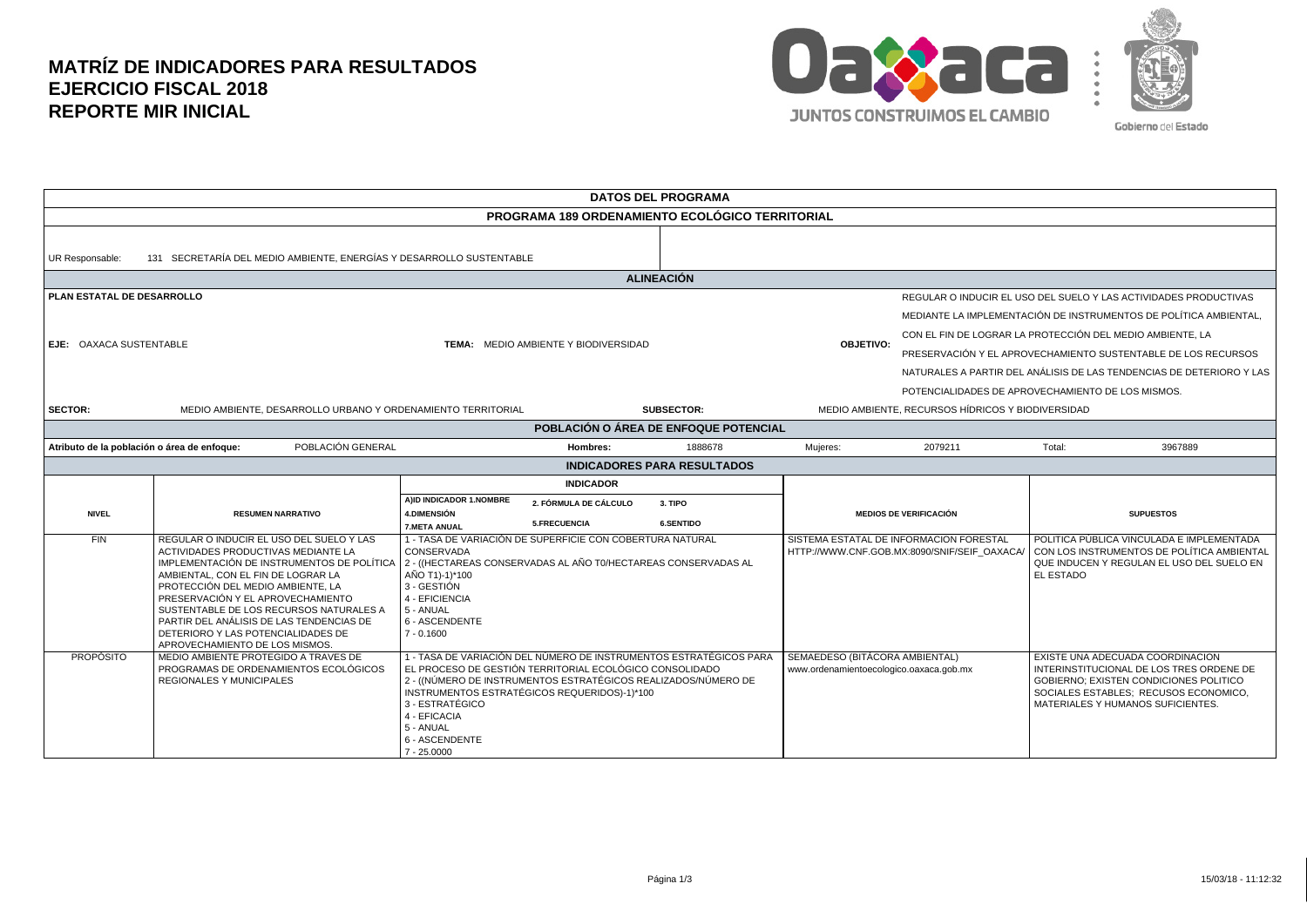# MATRÍZ DE INDICADORES PARA RESULTADOS
# EJERCICIO FISCAL 2018
# REPORTE MIR INICIAL

## DATOS DEL PROGRAMA

### PROGRAMA 189 ORDENAMIENTO ECOLÓGICO TERRITORIAL

UR Responsable: 131 SECRETARÍA DEL MEDIO AMBIENTE, ENERGÍAS Y DESARROLLO SUSTENTABLE

## ALINEACIÓN

**PLAN ESTATAL DE DESARROLLO**

**EJE:** OAXACA SUSTENTABLE

**TEMA:** MEDIO AMBIENTE Y BIODIVERSIDAD

**OBJETIVO:** REGULAR O INDUCIR EL USO DEL SUELO Y LAS ACTIVIDADES PRODUCTIVAS MEDIANTE LA IMPLEMENTACIÓN DE INSTRUMENTOS DE POLÍTICA AMBIENTAL, CON EL FIN DE LOGRAR LA PROTECCIÓN DEL MEDIO AMBIENTE, LA PRESERVACIÓN Y EL APROVECHAMIENTO SUSTENTABLE DE LOS RECURSOS NATURALES A PARTIR DEL ANÁLISIS DE LAS TENDENCIAS DE DETERIORO Y LAS POTENCIALIDADES DE APROVECHAMIENTO DE LOS MISMOS.

**SECTOR:** MEDIO AMBIENTE, DESARROLLO URBANO Y ORDENAMIENTO TERRITORIAL

**SUBSECTOR:** MEDIO AMBIENTE, RECURSOS HÍDRICOS Y BIODIVERSIDAD

## POBLACIÓN O ÁREA DE ENFOQUE POTENCIAL

| Atributo de la población o área de enfoque: | Hombres: | Mujeres: | Total: |
|---|---|---|---|
| POBLACIÓN GENERAL | 1888678 | 2079211 | 3967889 |

## INDICADORES PARA RESULTADOS

| NIVEL | RESUMEN NARRATIVO | INDICADOR<br>A)ID INDICADOR 1.NOMBRE / 2. FÓRMULA DE CÁLCULO / 3. TIPO / 4.DIMENSIÓN / 5.FRECUENCIA / 6.SENTIDO / 7.META ANUAL | MEDIOS DE VERIFICACIÓN | SUPUESTOS |
|---|---|---|---|---|
| FIN | REGULAR O INDUCIR EL USO DEL SUELO Y LAS ACTIVIDADES PRODUCTIVAS MEDIANTE LA IMPLEMENTACIÓN DE INSTRUMENTOS DE POLÍTICA AMBIENTAL, CON EL FIN DE LOGRAR LA PROTECCIÓN DEL MEDIO AMBIENTE, LA PRESERVACIÓN Y EL APROVECHAMIENTO SUSTENTABLE DE LOS RECURSOS NATURALES A PARTIR DEL ANÁLISIS DE LAS TENDENCIAS DE DETERIORO Y LAS POTENCIALIDADES DE APROVECHAMIENTO DE LOS MISMOS. | 1 - TASA DE VARIACIÓN DE SUPERFICIE CON COBERTURA NATURAL CONSERVADA<br>2 - ((HECTAREAS CONSERVADAS AL AÑO T0/HECTAREAS CONSERVADAS AL AÑO T1)-1)*100<br>3 - GESTIÓN<br>4 - EFICIENCIA<br>5 - ANUAL<br>6 - ASCENDENTE<br>7 - 0.1600 | SISTEMA ESTATAL DE INFORMACION FORESTAL HTTP://WWW.CNF.GOB.MX:8090/SNIF/SEIF_OAXACA/ | POLITICA PÚBLICA VINCULADA E IMPLEMENTADA CON LOS INSTRUMENTOS DE POLÍTICA AMBIENTAL QUE INDUCEN Y REGULAN EL USO DEL SUELO EN EL ESTADO |
| PROPÓSITO | MEDIO AMBIENTE PROTEGIDO A TRAVES DE PROGRAMAS DE ORDENAMIENTOS ECOLÓGICOS REGIONALES Y MUNICIPALES | 1 - TASA DE VARIACIÓN DEL NÚMERO DE INSTRUMENTOS ESTRATÉGICOS PARA EL PROCESO DE GESTIÓN TERRITORIAL ECOLÓGICO CONSOLIDADO<br>2 - ((NÚMERO DE INSTRUMENTOS ESTRATÉGICOS REALIZADOS/NÚMERO DE INSTRUMENTOS ESTRATÉGICOS REQUERIDOS)-1)*100<br>3 - ESTRATÉGICO<br>4 - EFICACIA<br>5 - ANUAL<br>6 - ASCENDENTE<br>7 - 25.0000 | SEMAEDESO (BITÁCORA AMBIENTAL) www.ordenamientoecologico.oaxaca.gob.mx | EXISTE UNA ADECUADA COORDINACION INTERINSTITUCIONAL DE LOS TRES ORDENE DE GOBIERNO; EXISTEN CONDICIONES POLITICO SOCIALES ESTABLES; RECUSOS ECONOMICO, MATERIALES Y HUMANOS SUFICIENTES. |

15/03/18 - 11:12:32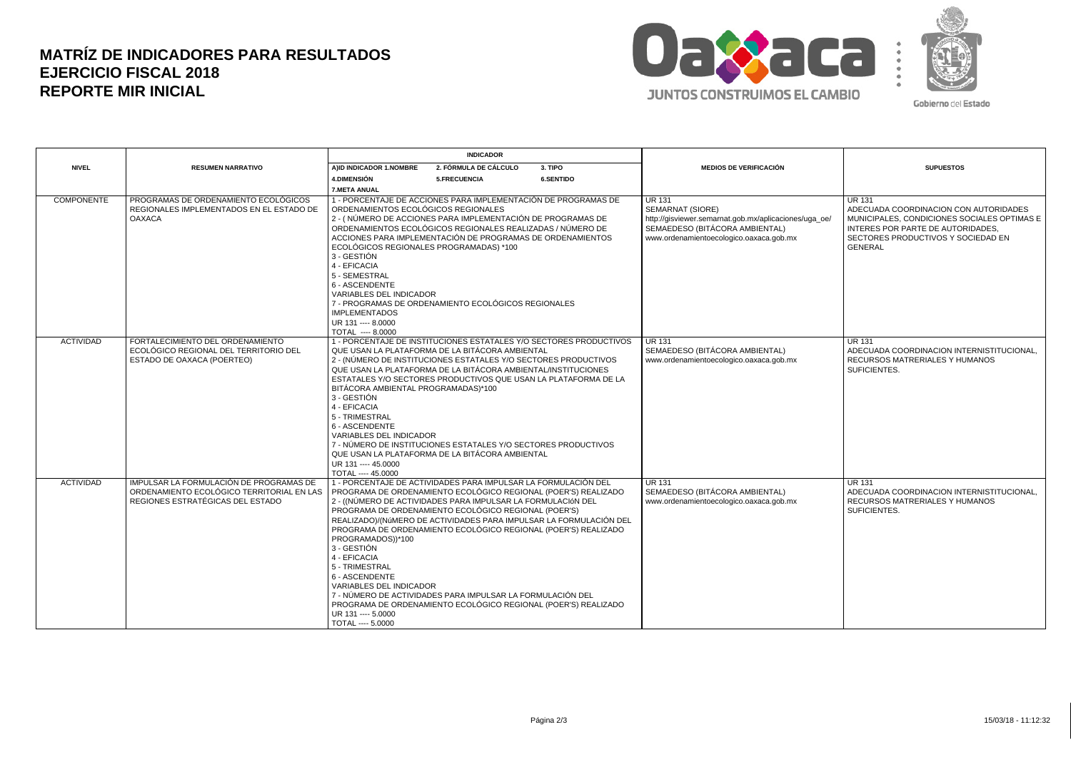# MATRÍZ DE INDICADORES PARA RESULTADOS
# EJERCICIO FISCAL 2018
# REPORTE MIR INICIAL

| NIVEL | RESUMEN NARRATIVO | INDICADOR<br>A)ID INDICADOR 1.NOMBRE / 2. FÓRMULA DE CÁLCULO / 3. TIPO<br>4.DIMENSIÓN / 5.FRECUENCIA / 6.SENTIDO<br>7.META ANUAL | MEDIOS DE VERIFICACIÓN | SUPUESTOS |
|---|---|---|---|---|
| COMPONENTE | PROGRAMAS DE ORDENAMIENTO ECOLÓGICOS REGIONALES IMPLEMENTADOS EN EL ESTADO DE OAXACA | 1 - PORCENTAJE DE ACCIONES PARA IMPLEMENTACIÓN DE PROGRAMAS DE ORDENAMIENTOS ECOLÓGICOS REGIONALES<br>2 - ( NÚMERO DE ACCIONES PARA IMPLEMENTACIÓN DE PROGRAMAS DE ORDENAMIENTOS ECOLÓGICOS REGIONALES REALIZADAS / NÚMERO DE ACCIONES PARA IMPLEMENTACIÓN DE PROGRAMAS DE ORDENAMIENTOS ECOLÓGICOS REGIONALES PROGRAMADAS) *100<br>3 - GESTIÓN<br>4 - EFICACIA<br>5 - SEMESTRAL<br>6 - ASCENDENTE<br>VARIABLES DEL INDICADOR<br>7 - PROGRAMAS DE ORDENAMIENTO ECOLÓGICOS REGIONALES IMPLEMENTADOS<br>UR 131 ---- 8.0000<br>TOTAL ---- 8.0000 | UR 131<br>SEMARNAT (SIORE)<br>http://gisviewer.semarnat.gob.mx/aplicaciones/uga_oe/<br>SEMAEDESO (BITÁCORA AMBIENTAL)<br>www.ordenamientoecologico.oaxaca.gob.mx | UR 131<br>ADECUADA COORDINACION CON AUTORIDADES MUNICIPALES, CONDICIONES SOCIALES OPTIMAS E INTERES POR PARTE DE AUTORIDADES, SECTORES PRODUCTIVOS Y SOCIEDAD EN GENERAL |
| ACTIVIDAD | FORTALECIMIENTO DEL ORDENAMIENTO ECOLÓGICO REGIONAL DEL TERRITORIO DEL ESTADO DE OAXACA (POERTEO) | 1 - PORCENTAJE DE INSTITUCIONES ESTATALES Y/O SECTORES PRODUCTIVOS QUE USAN LA PLATAFORMA DE LA BITÁCORA AMBIENTAL<br>2 - (NÚMERO DE INSTITUCIONES ESTATALES Y/O SECTORES PRODUCTIVOS QUE USAN LA PLATAFORMA DE LA BITÁCORA AMBIENTAL/INSTITUCIONES ESTATALES Y/O SECTORES PRODUCTIVOS QUE USAN LA PLATAFORMA DE LA BITÁCORA AMBIENTAL PROGRAMADAS)*100<br>3 - GESTIÓN<br>4 - EFICACIA<br>5 - TRIMESTRAL<br>6 - ASCENDENTE<br>VARIABLES DEL INDICADOR<br>7 - NÚMERO DE INSTITUCIONES ESTATALES Y/O SECTORES PRODUCTIVOS QUE USAN LA PLATAFORMA DE LA BITÁCORA AMBIENTAL<br>UR 131 ---- 45.0000<br>TOTAL ---- 45.0000 | UR 131<br>SEMAEDESO (BITÁCORA AMBIENTAL)<br>www.ordenamientoecologico.oaxaca.gob.mx | UR 131<br>ADECUADA COORDINACION INTERNISTITUCIONAL, RECURSOS MATRERIALES Y HUMANOS SUFICIENTES. |
| ACTIVIDAD | IMPULSAR LA FORMULACIÓN DE PROGRAMAS DE ORDENAMIENTO ECOLÓGICO TERRITORIAL EN LAS REGIONES ESTRATÉGICAS DEL ESTADO | 1 - PORCENTAJE DE ACTIVIDADES PARA IMPULSAR LA FORMULACIÓN DEL PROGRAMA DE ORDENAMIENTO ECOLÓGICO REGIONAL (POER'S) REALIZADO<br>2 - ((NÚMERO DE ACTIVIDADES PARA IMPULSAR LA FORMULACIóN DEL PROGRAMA DE ORDENAMIENTO ECOLÓGICO REGIONAL (POER'S) REALIZADO)/(NúMERO DE ACTIVIDADES PARA IMPULSAR LA FORMULACIÓN DEL PROGRAMA DE ORDENAMIENTO ECOLÓGICO REGIONAL (POER'S) REALIZADO PROGRAMADOS))*100<br>3 - GESTIÓN<br>4 - EFICACIA<br>5 - TRIMESTRAL<br>6 - ASCENDENTE<br>VARIABLES DEL INDICADOR<br>7 - NÚMERO DE ACTIVIDADES PARA IMPULSAR LA FORMULACIÓN DEL PROGRAMA DE ORDENAMIENTO ECOLÓGICO REGIONAL (POER'S) REALIZADO<br>UR 131 ---- 5.0000<br>TOTAL ---- 5.0000 | UR 131<br>SEMAEDESO (BITÁCORA AMBIENTAL)<br>www.ordenamientoecologico.oaxaca.gob.mx | UR 131<br>ADECUADA COORDINACION INTERNISTITUCIONAL, RECURSOS MATRERIALES Y HUMANOS SUFICIENTES. |

15/03/18 - 11:12:32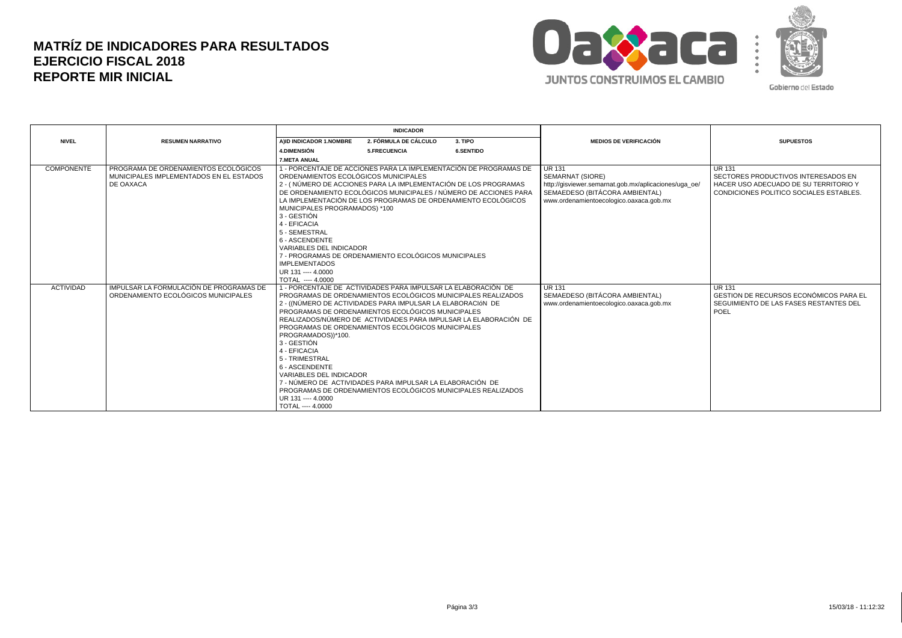# MATRÍZ DE INDICADORES PARA RESULTADOS
# EJERCICIO FISCAL 2018
# REPORTE MIR INICIAL

JUNTOS CONSTRUIMOS EL CAMBIO

Gobierno del Estado

| NIVEL | RESUMEN NARRATIVO | INDICADOR<br>A)ID INDICADOR 1.NOMBRE 2. FÓRMULA DE CÁLCULO 3. TIPO<br>4.DIMENSIÓN 5.FRECUENCIA 6.SENTIDO<br>7.META ANUAL | MEDIOS DE VERIFICACIÓN | SUPUESTOS |
|---|---|---|---|---|
| COMPONENTE | PROGRAMA DE ORDENAMIENTOS ECOLÓGICOS MUNICIPALES IMPLEMENTADOS EN EL ESTADOS DE OAXACA | 1 - PORCENTAJE DE ACCIONES PARA LA IMPLEMENTACIÓN DE PROGRAMAS DE ORDENAMIENTOS ECOLÓGICOS MUNICIPALES<br>2 - ( NÚMERO DE ACCIONES PARA LA IMPLEMENTACIÓN DE LOS PROGRAMAS DE ORDENAMIENTO ECOLÓGICOS MUNICIPALES / NÚMERO DE ACCIONES PARA LA IMPLEMENTACIÓN DE LOS PROGRAMAS DE ORDENAMIENTO ECOLÓGICOS MUNICIPALES PROGRAMADOS) *100<br>3 - GESTIÓN<br>4 - EFICACIA<br>5 - SEMESTRAL<br>6 - ASCENDENTE<br>VARIABLES DEL INDICADOR<br>7 - PROGRAMAS DE ORDENAMIENTO ECOLÓGICOS MUNICIPALES IMPLEMENTADOS<br>UR 131 ---- 4.0000<br>TOTAL ---- 4.0000 | UR 131<br>SEMARNAT (SIORE)<br>http://gisviewer.semarnat.gob.mx/aplicaciones/uga_oe/<br>SEMAEDESO (BITÁCORA AMBIENTAL)<br>www.ordenamientoecologico.oaxaca.gob.mx | UR 131<br>SECTORES PRODUCTIVOS INTERESADOS EN HACER USO ADECUADO DE SU TERRITORIO Y CONDICIONES POLITICO SOCIALES ESTABLES. |
| ACTIVIDAD | IMPULSAR LA FORMULACIÓN DE PROGRAMAS DE ORDENAMIENTO ECOLÓGICOS MUNICIPALES | 1 - PORCENTAJE DE ACTIVIDADES PARA IMPULSAR LA ELABORACIÓN DE PROGRAMAS DE ORDENAMIENTOS ECOLÓGICOS MUNICIPALES REALIZADOS<br>2 - ((NÚMERO DE ACTIVIDADES PARA IMPULSAR LA ELABORACIóN DE PROGRAMAS DE ORDENAMIENTOS ECOLÓGICOS MUNICIPALES REALIZADOS/NÚMERO DE ACTIVIDADES PARA IMPULSAR LA ELABORACIÓN DE PROGRAMAS DE ORDENAMIENTOS ECOLÓGICOS MUNICIPALES PROGRAMADOS))*100.<br>3 - GESTIÓN<br>4 - EFICACIA<br>5 - TRIMESTRAL<br>6 - ASCENDENTE<br>VARIABLES DEL INDICADOR<br>7 - NÚMERO DE ACTIVIDADES PARA IMPULSAR LA ELABORACIÓN DE PROGRAMAS DE ORDENAMIENTOS ECOLÓGICOS MUNICIPALES REALIZADOS<br>UR 131 ---- 4.0000<br>TOTAL ---- 4.0000 | UR 131<br>SEMAEDESO (BITÁCORA AMBIENTAL)<br>www.ordenamientoecologico.oaxaca.gob.mx | UR 131<br>GESTION DE RECURSOS ECONÓMICOS PARA EL SEGUIMIENTO DE LAS FASES RESTANTES DEL POEL |

15/03/18 - 11:12:32